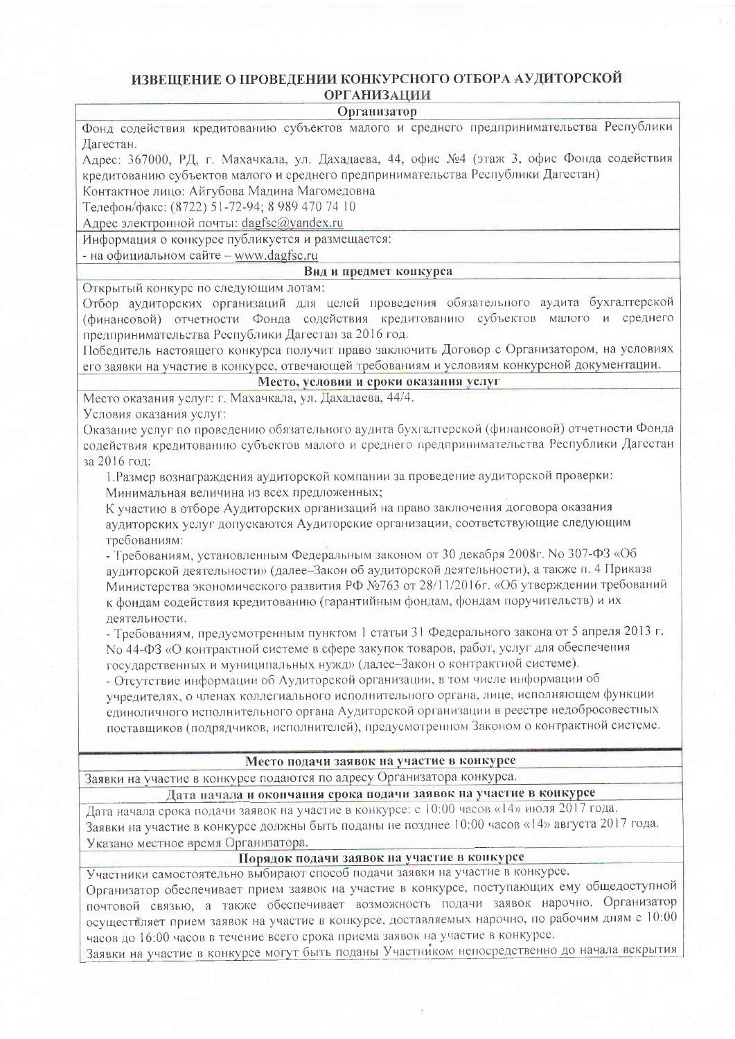# ИЗВЕЩЕНИЕ О ПРОВЕДЕНИИ КОНКУРСНОГО ОТБОРА АУДИТОРСКОЙ ОРГАНИЗАЦИИ

### Организатор

Фонд содействия кредитованию субъектов малого и среднего предпринимательства Республики Дагестан.

Адрес: 367000, РД, г. Махачкала, ул. Дахадаева, 44, офис №4 (этаж 3, офис Фонда содействия кредитованию субъектов малого и среднего предпринимательства Республики Дагестан)

Контактное лицо: Айгубова Мадина Магомедовна

Телефон/факс: (8722) 51-72-94; 8 989 470 74 10

Адрес электронной почты: dagfsc@yandex.ru

Информация о конкурсе публикуется и размещается:

- на официальном сайте – www.dagfsc.ru

### Вид и предмет конкурса

Открытый конкурс по следующим лотам:

Отбор аудиторских организаций для целей проведения обязательного аудита бухгалтерской (финансовой) отчетности Фонда содействия кредитованию субъектов малого и среднего предпринимательства Республики Дагестан за 2016 год.

Победитель настоящего конкурса получит право заключить Договор с Организатором, на условиях его заявки на участие в конкурсе, отвечающей требованиям и условиям конкурсной документации.

### Место, условия и сроки оказания услуг

Место оказания услуг: г. Махачкала, ул. Дахадаева, 44/4.

Условия оказания услуг:

Оказание услуг по проведению обязательного аудита бухгалтерской (финансовой) отчетности Фонда содействия кредитованию субъектов малого и среднего предпринимательства Республики Дагестан за 2016 год;

1. Размер вознаграждения аудиторской компании за проведение аудиторской проверки: Минимальная величина из всех предложенных;

К участию в отборе Аудиторских организаций на право заключения договора оказания аудиторских услуг допускаются Аудиторские организации, соответствующие следующим требованиям:

- Требованиям, установленным Федеральным законом от 30 декабря 2008г. No 307-ФЗ «Об аудиторской деятельности» (далее–Закон об аудиторской деятельности), а также п. 4 Приказа Министерства экономического развития РФ №763 от 28/11/2016г. «Об утверждении требований к фондам содействия кредитованию (гарантийным фондам, фондам поручительств) и их деятельности.
- Требованиям, предусмотренным пунктом 1 статьи 31 Федерального закона от 5 апреля 2013 г. No 44-ФЗ «О контрактной системе в сфере закупок товаров, работ, услуг для обеспечения государственных и муниципальных нужд» (далее–Закон о контрактной системе).
- Отсутствие информации об Аудиторской организации, в том числе информации об учредителях, о членах коллегиального исполнительного органа, лице, исполняющем функции единоличного исполнительного органа Аудиторской организации в реестре недобросовестных поставщиков (подрядчиков, исполнителей), предусмотренном Законом о контрактной системе.

### Место подачи заявок на участие в конкурсе

Заявки на участие в конкурсе подаются по адресу Организатора конкурса.

### Дата начала и окончания срока подачи заявок на участие в конкурсе

Дата начала срока подачи заявок на участие в конкурсе: с 10:00 часов «14» июля 2017 года.

Заявки на участие в конкурсе должны быть поданы не позднее 10:00 часов «14» августа 2017 года.

Указано местное время Организатора.

### Порядок подачи заявок на участие в конкурсе

Участники самостоятельно выбирают способ подачи заявки на участие в конкурсе.

Организатор обеспечивает прием заявок на участие в конкурсе, поступающих ему общедоступной почтовой связью, а также обеспечивает возможность подачи заявок нарочно. Организатор осуществляет прием заявок на участие в конкурсе, доставляемых нарочно, по рабочим дням с 10:00 часов до 16:00 часов в течение всего срока приема заявок на участие в конкурсе.

Заявки на участие в конкурсе могут быть поданы Участником непосредственно до начала вскрытия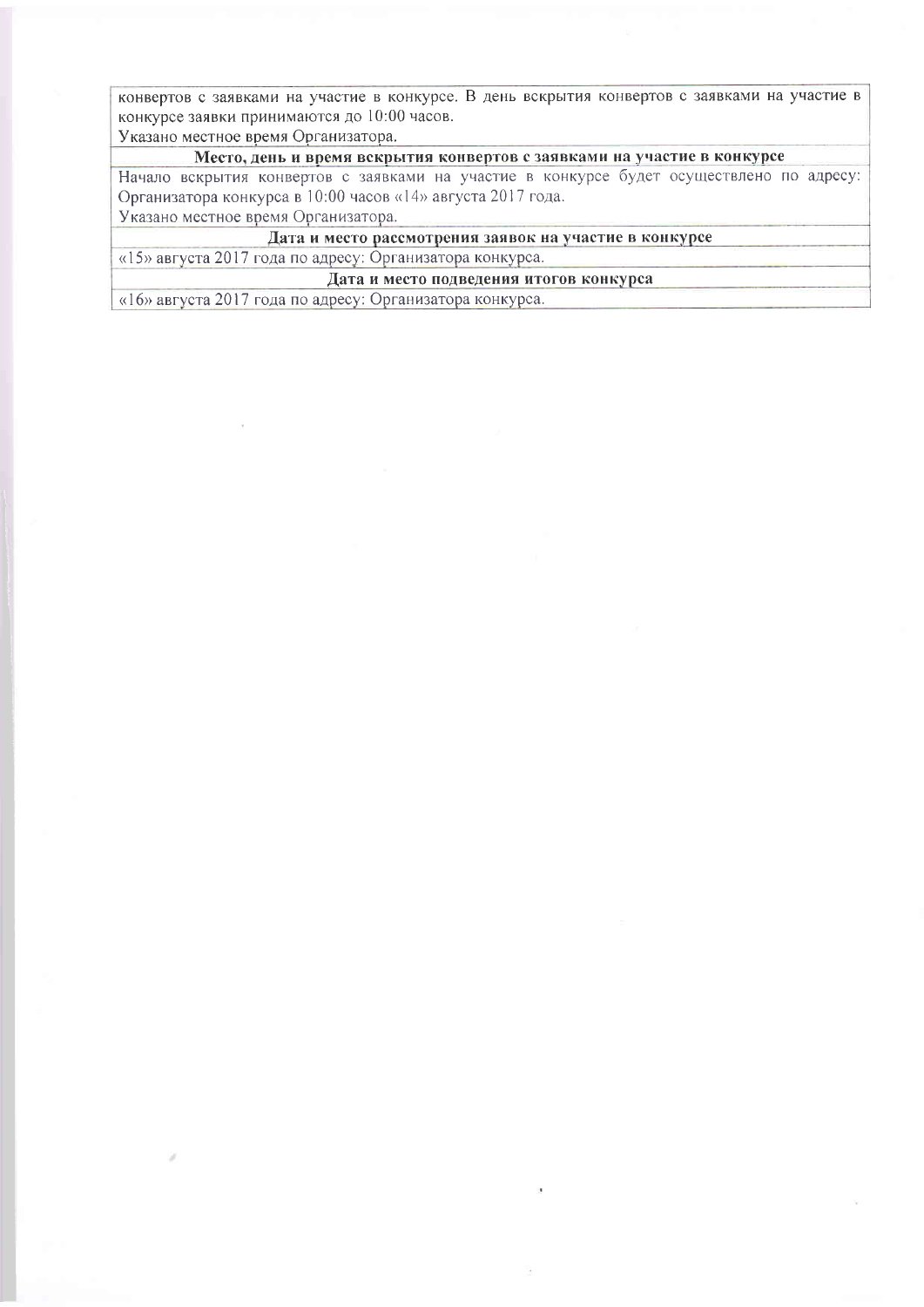конвертов с заявками на участие в конкурсе. В день вскрытия конвертов с заявками на участие в конкурсе заявки принимаются до 10:00 часов.

Указано местное время Организатора.

**Место, день и время вскрытия конвертов с заявками на участие в конкурсе**

Начало вскрытия конвертов с заявками на участие в конкурсе будет осуществлено по адресу: Организатора конкурса в 10:00 часов «14» августа 2017 года.

Указано местное время Организатора.

**Дата и место рассмотрения заявок на участие в конкурсе**

«15» августа 2017 года по адресу: Организатора конкурса.

**Дата и место подведения итогов конкурса**

«16» августа 2017 года по адресу: Организатора конкурса.